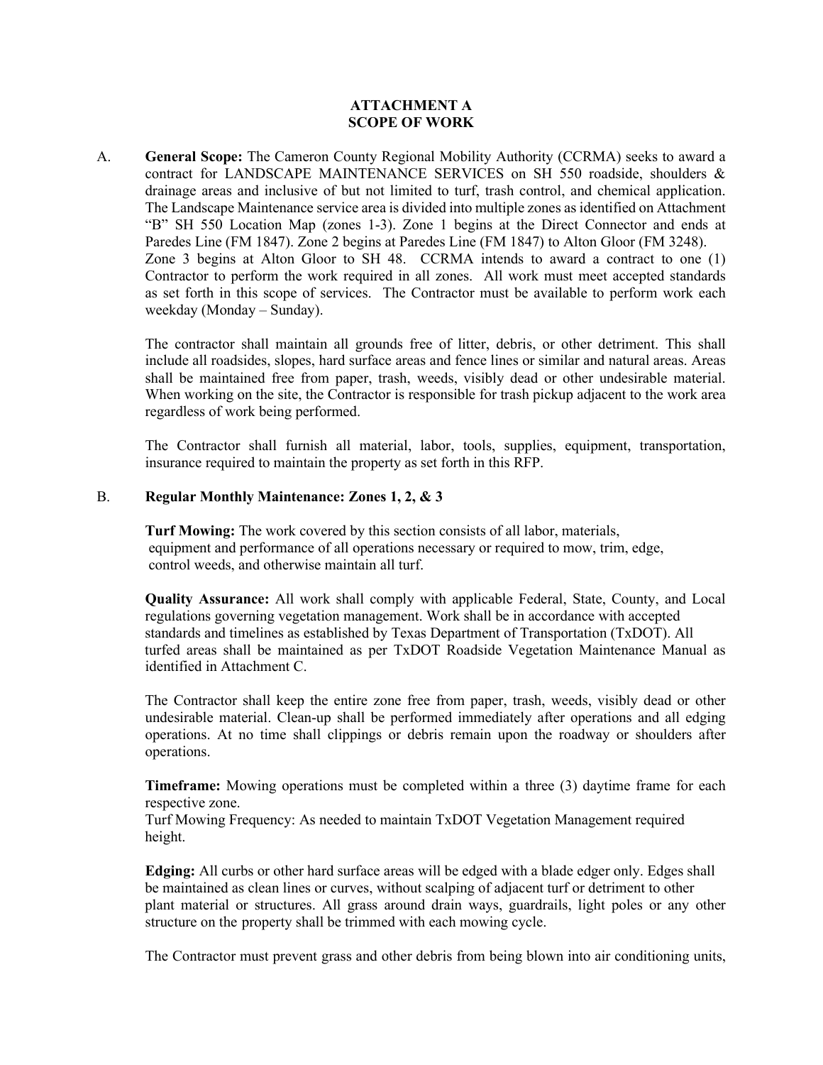# ATTACHMENT A
# SCOPE OF WORK

A. **General Scope:** The Cameron County Regional Mobility Authority (CCRMA) seeks to award a contract for LANDSCAPE MAINTENANCE SERVICES on SH 550 roadside, shoulders & drainage areas and inclusive of but not limited to turf, trash control, and chemical application. The Landscape Maintenance service area is divided into multiple zones as identified on Attachment "B" SH 550 Location Map (zones 1-3). Zone 1 begins at the Direct Connector and ends at Paredes Line (FM 1847). Zone 2 begins at Paredes Line (FM 1847) to Alton Gloor (FM 3248). Zone 3 begins at Alton Gloor to SH 48. CCRMA intends to award a contract to one (1) Contractor to perform the work required in all zones. All work must meet accepted standards as set forth in this scope of services. The Contractor must be available to perform work each weekday (Monday – Sunday).

The contractor shall maintain all grounds free of litter, debris, or other detriment. This shall include all roadsides, slopes, hard surface areas and fence lines or similar and natural areas. Areas shall be maintained free from paper, trash, weeds, visibly dead or other undesirable material. When working on the site, the Contractor is responsible for trash pickup adjacent to the work area regardless of work being performed.

The Contractor shall furnish all material, labor, tools, supplies, equipment, transportation, insurance required to maintain the property as set forth in this RFP.

B. **Regular Monthly Maintenance: Zones 1, 2, & 3**

**Turf Mowing:** The work covered by this section consists of all labor, materials, equipment and performance of all operations necessary or required to mow, trim, edge, control weeds, and otherwise maintain all turf.

**Quality Assurance:** All work shall comply with applicable Federal, State, County, and Local regulations governing vegetation management. Work shall be in accordance with accepted standards and timelines as established by Texas Department of Transportation (TxDOT). All turfed areas shall be maintained as per TxDOT Roadside Vegetation Maintenance Manual as identified in Attachment C.

The Contractor shall keep the entire zone free from paper, trash, weeds, visibly dead or other undesirable material. Clean-up shall be performed immediately after operations and all edging operations. At no time shall clippings or debris remain upon the roadway or shoulders after operations.

**Timeframe:** Mowing operations must be completed within a three (3) daytime frame for each respective zone.
Turf Mowing Frequency: As needed to maintain TxDOT Vegetation Management required height.

**Edging:** All curbs or other hard surface areas will be edged with a blade edger only. Edges shall be maintained as clean lines or curves, without scalping of adjacent turf or detriment to other plant material or structures. All grass around drain ways, guardrails, light poles or any other structure on the property shall be trimmed with each mowing cycle.

The Contractor must prevent grass and other debris from being blown into air conditioning units,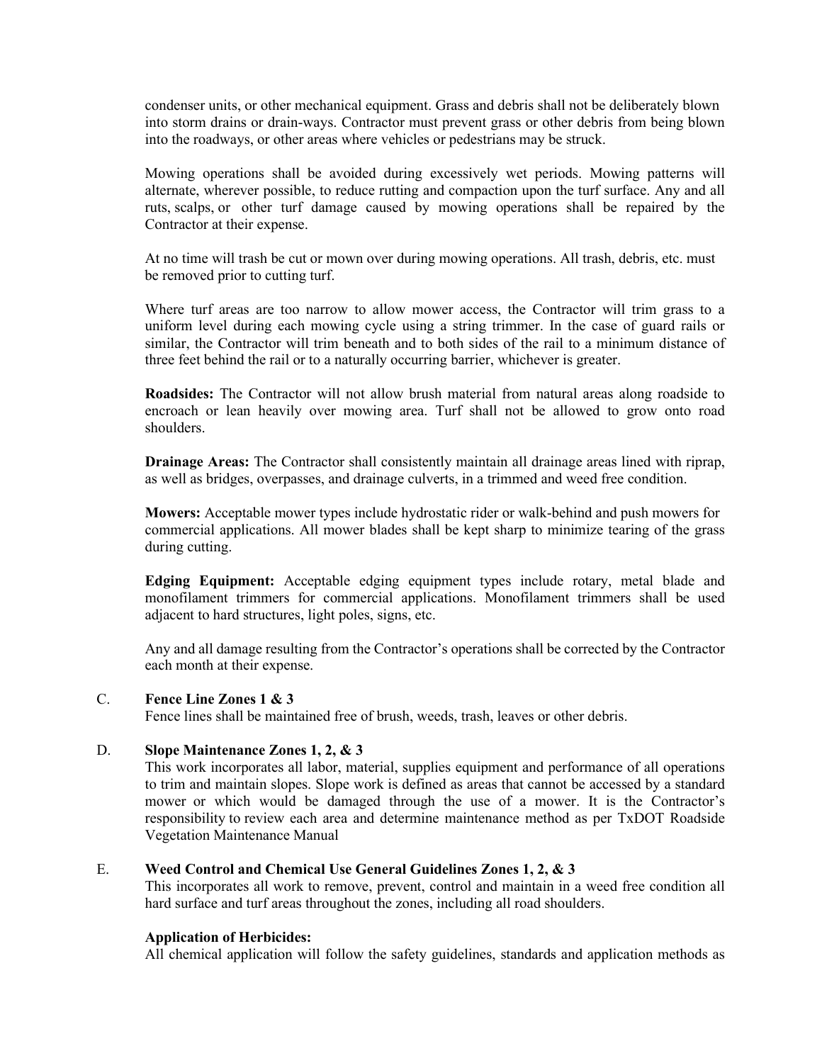condenser units, or other mechanical equipment. Grass and debris shall not be deliberately blown into storm drains or drain-ways. Contractor must prevent grass or other debris from being blown into the roadways, or other areas where vehicles or pedestrians may be struck.

Mowing operations shall be avoided during excessively wet periods. Mowing patterns will alternate, wherever possible, to reduce rutting and compaction upon the turf surface. Any and all ruts, scalps, or other turf damage caused by mowing operations shall be repaired by the Contractor at their expense.

At no time will trash be cut or mown over during mowing operations. All trash, debris, etc. must be removed prior to cutting turf.

Where turf areas are too narrow to allow mower access, the Contractor will trim grass to a uniform level during each mowing cycle using a string trimmer. In the case of guard rails or similar, the Contractor will trim beneath and to both sides of the rail to a minimum distance of three feet behind the rail or to a naturally occurring barrier, whichever is greater.

**Roadsides:** The Contractor will not allow brush material from natural areas along roadside to encroach or lean heavily over mowing area. Turf shall not be allowed to grow onto road shoulders.

**Drainage Areas:** The Contractor shall consistently maintain all drainage areas lined with riprap, as well as bridges, overpasses, and drainage culverts, in a trimmed and weed free condition.

**Mowers:** Acceptable mower types include hydrostatic rider or walk-behind and push mowers for commercial applications. All mower blades shall be kept sharp to minimize tearing of the grass during cutting.

**Edging Equipment:** Acceptable edging equipment types include rotary, metal blade and monofilament trimmers for commercial applications. Monofilament trimmers shall be used adjacent to hard structures, light poles, signs, etc.

Any and all damage resulting from the Contractor's operations shall be corrected by the Contractor each month at their expense.

C. **Fence Line Zones 1 & 3**

Fence lines shall be maintained free of brush, weeds, trash, leaves or other debris.

D. **Slope Maintenance Zones 1, 2, & 3**

This work incorporates all labor, material, supplies equipment and performance of all operations to trim and maintain slopes. Slope work is defined as areas that cannot be accessed by a standard mower or which would be damaged through the use of a mower. It is the Contractor's responsibility to review each area and determine maintenance method as per TxDOT Roadside Vegetation Maintenance Manual

E. **Weed Control and Chemical Use General Guidelines Zones 1, 2, & 3**

This incorporates all work to remove, prevent, control and maintain in a weed free condition all hard surface and turf areas throughout the zones, including all road shoulders.

**Application of Herbicides:**

All chemical application will follow the safety guidelines, standards and application methods as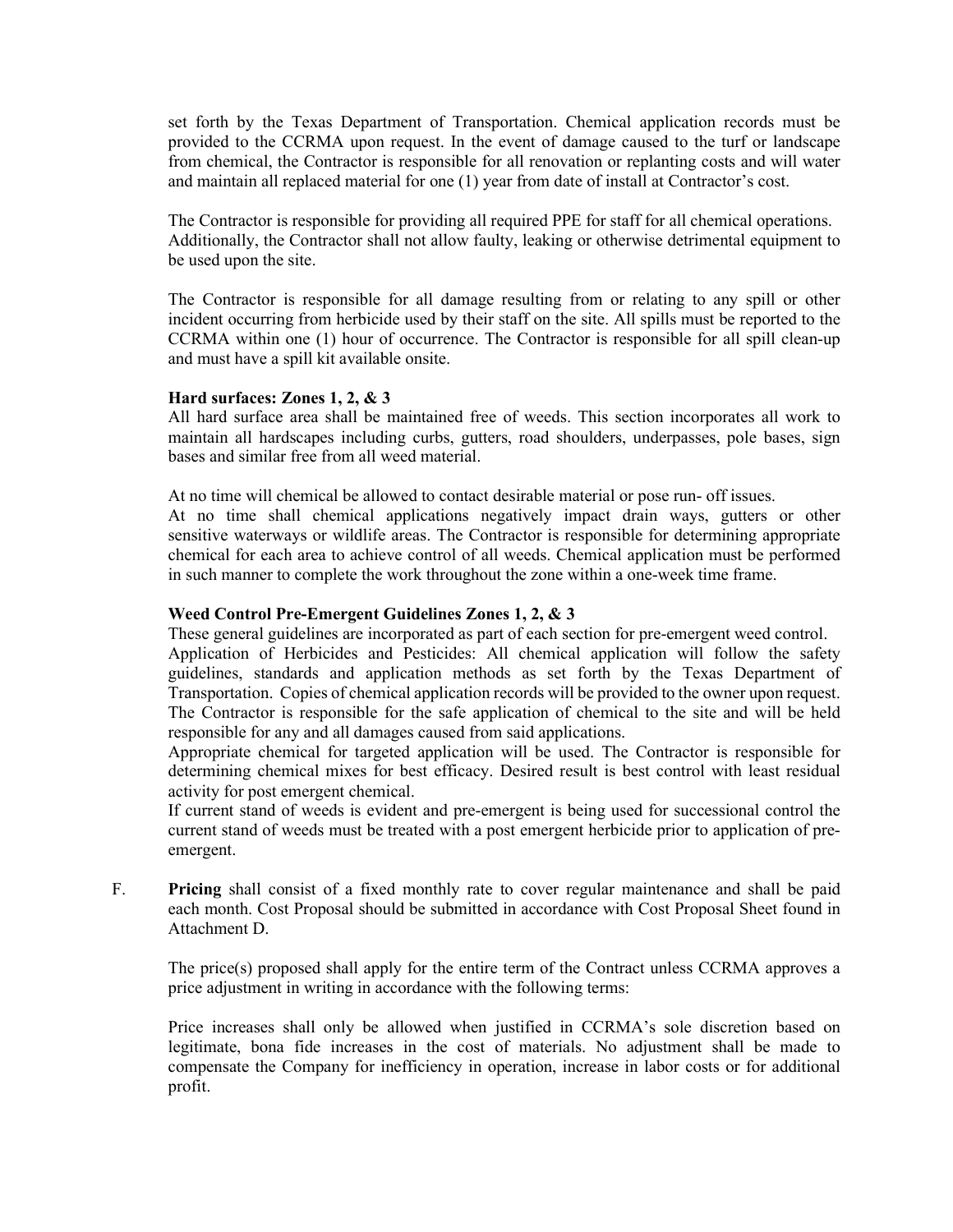set forth by the Texas Department of Transportation. Chemical application records must be provided to the CCRMA upon request. In the event of damage caused to the turf or landscape from chemical, the Contractor is responsible for all renovation or replanting costs and will water and maintain all replaced material for one (1) year from date of install at Contractor's cost.

The Contractor is responsible for providing all required PPE for staff for all chemical operations. Additionally, the Contractor shall not allow faulty, leaking or otherwise detrimental equipment to be used upon the site.

The Contractor is responsible for all damage resulting from or relating to any spill or other incident occurring from herbicide used by their staff on the site. All spills must be reported to the CCRMA within one (1) hour of occurrence. The Contractor is responsible for all spill clean-up and must have a spill kit available onsite.

**Hard surfaces: Zones 1, 2, & 3**

All hard surface area shall be maintained free of weeds. This section incorporates all work to maintain all hardscapes including curbs, gutters, road shoulders, underpasses, pole bases, sign bases and similar free from all weed material.

At no time will chemical be allowed to contact desirable material or pose run- off issues.
At no time shall chemical applications negatively impact drain ways, gutters or other sensitive waterways or wildlife areas. The Contractor is responsible for determining appropriate chemical for each area to achieve control of all weeds. Chemical application must be performed in such manner to complete the work throughout the zone within a one-week time frame.

**Weed Control Pre-Emergent Guidelines Zones 1, 2, & 3**

These general guidelines are incorporated as part of each section for pre-emergent weed control.
Application of Herbicides and Pesticides: All chemical application will follow the safety guidelines, standards and application methods as set forth by the Texas Department of Transportation. Copies of chemical application records will be provided to the owner upon request. The Contractor is responsible for the safe application of chemical to the site and will be held responsible for any and all damages caused from said applications.
Appropriate chemical for targeted application will be used. The Contractor is responsible for determining chemical mixes for best efficacy. Desired result is best control with least residual activity for post emergent chemical.
If current stand of weeds is evident and pre-emergent is being used for successional control the current stand of weeds must be treated with a post emergent herbicide prior to application of pre-emergent.

F. **Pricing** shall consist of a fixed monthly rate to cover regular maintenance and shall be paid each month. Cost Proposal should be submitted in accordance with Cost Proposal Sheet found in Attachment D.

The price(s) proposed shall apply for the entire term of the Contract unless CCRMA approves a price adjustment in writing in accordance with the following terms:

Price increases shall only be allowed when justified in CCRMA's sole discretion based on legitimate, bona fide increases in the cost of materials. No adjustment shall be made to compensate the Company for inefficiency in operation, increase in labor costs or for additional profit.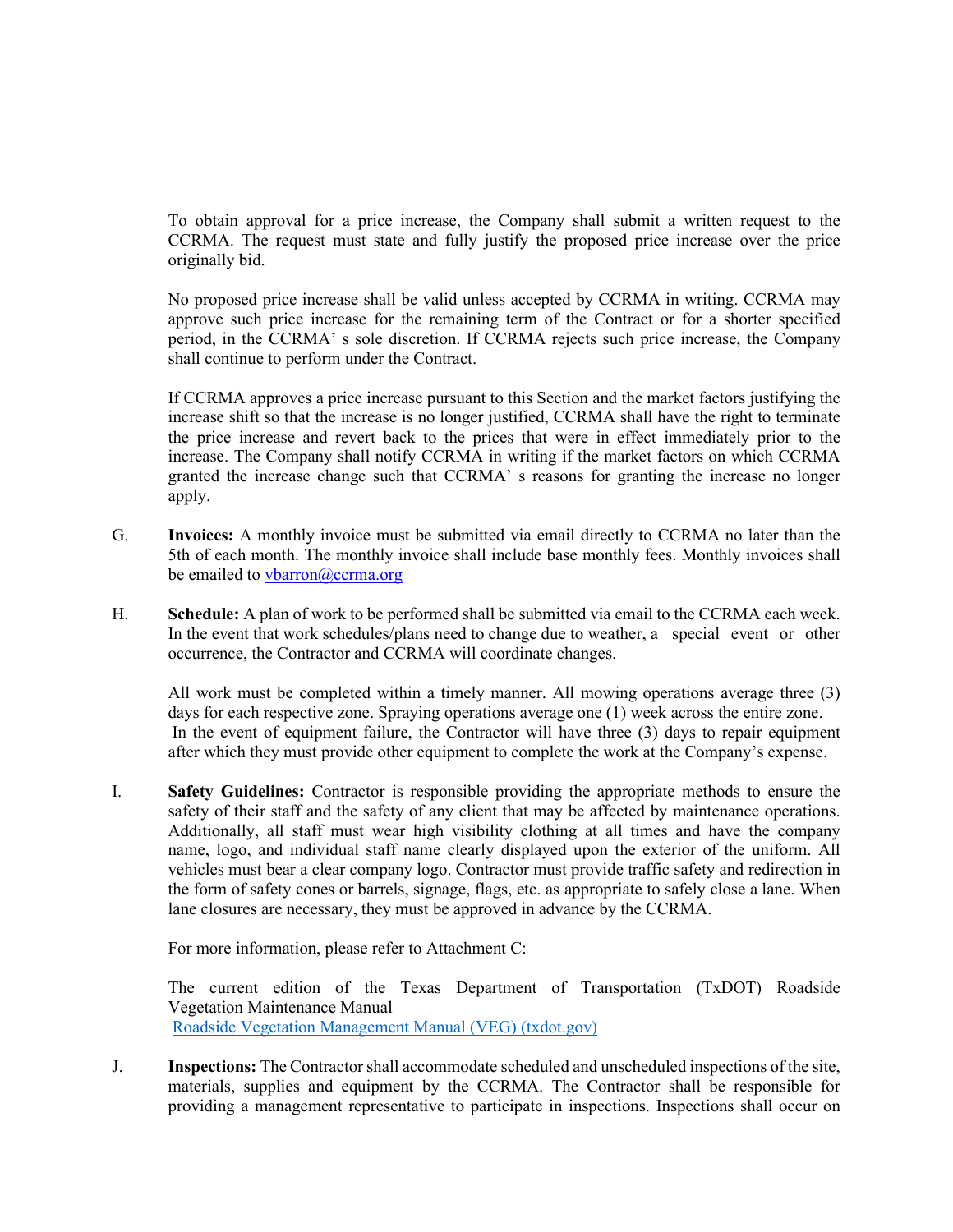To obtain approval for a price increase, the Company shall submit a written request to the CCRMA. The request must state and fully justify the proposed price increase over the price originally bid.

No proposed price increase shall be valid unless accepted by CCRMA in writing. CCRMA may approve such price increase for the remaining term of the Contract or for a shorter specified period, in the CCRMA' s sole discretion. If CCRMA rejects such price increase, the Company shall continue to perform under the Contract.

If CCRMA approves a price increase pursuant to this Section and the market factors justifying the increase shift so that the increase is no longer justified, CCRMA shall have the right to terminate the price increase and revert back to the prices that were in effect immediately prior to the increase. The Company shall notify CCRMA in writing if the market factors on which CCRMA granted the increase change such that CCRMA' s reasons for granting the increase no longer apply.

G. **Invoices:** A monthly invoice must be submitted via email directly to CCRMA no later than the 5th of each month. The monthly invoice shall include base monthly fees. Monthly invoices shall be emailed to [vbarron@ccrma.org](mailto:vbarron@ccrma.org)

H. **Schedule:** A plan of work to be performed shall be submitted via email to the CCRMA each week. In the event that work schedules/plans need to change due to weather, a special event or other occurrence, the Contractor and CCRMA will coordinate changes.

All work must be completed within a timely manner. All mowing operations average three (3) days for each respective zone. Spraying operations average one (1) week across the entire zone. In the event of equipment failure, the Contractor will have three (3) days to repair equipment after which they must provide other equipment to complete the work at the Company's expense.

I. **Safety Guidelines:** Contractor is responsible providing the appropriate methods to ensure the safety of their staff and the safety of any client that may be affected by maintenance operations. Additionally, all staff must wear high visibility clothing at all times and have the company name, logo, and individual staff name clearly displayed upon the exterior of the uniform. All vehicles must bear a clear company logo. Contractor must provide traffic safety and redirection in the form of safety cones or barrels, signage, flags, etc. as appropriate to safely close a lane. When lane closures are necessary, they must be approved in advance by the CCRMA.

For more information, please refer to Attachment C:

The current edition of the Texas Department of Transportation (TxDOT) Roadside Vegetation Maintenance Manual
[Roadside Vegetation Management Manual (VEG) (txdot.gov)]()

J. **Inspections:** The Contractor shall accommodate scheduled and unscheduled inspections of the site, materials, supplies and equipment by the CCRMA. The Contractor shall be responsible for providing a management representative to participate in inspections. Inspections shall occur on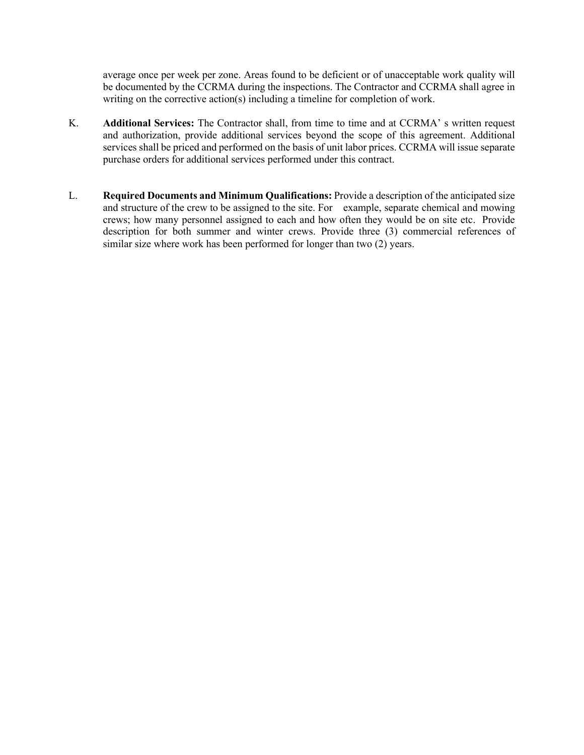average once per week per zone. Areas found to be deficient or of unacceptable work quality will be documented by the CCRMA during the inspections. The Contractor and CCRMA shall agree in writing on the corrective action(s) including a timeline for completion of work.

K. **Additional Services:** The Contractor shall, from time to time and at CCRMA' s written request and authorization, provide additional services beyond the scope of this agreement. Additional services shall be priced and performed on the basis of unit labor prices. CCRMA will issue separate purchase orders for additional services performed under this contract.

L. **Required Documents and Minimum Qualifications:** Provide a description of the anticipated size and structure of the crew to be assigned to the site. For example, separate chemical and mowing crews; how many personnel assigned to each and how often they would be on site etc. Provide description for both summer and winter crews. Provide three (3) commercial references of similar size where work has been performed for longer than two (2) years.